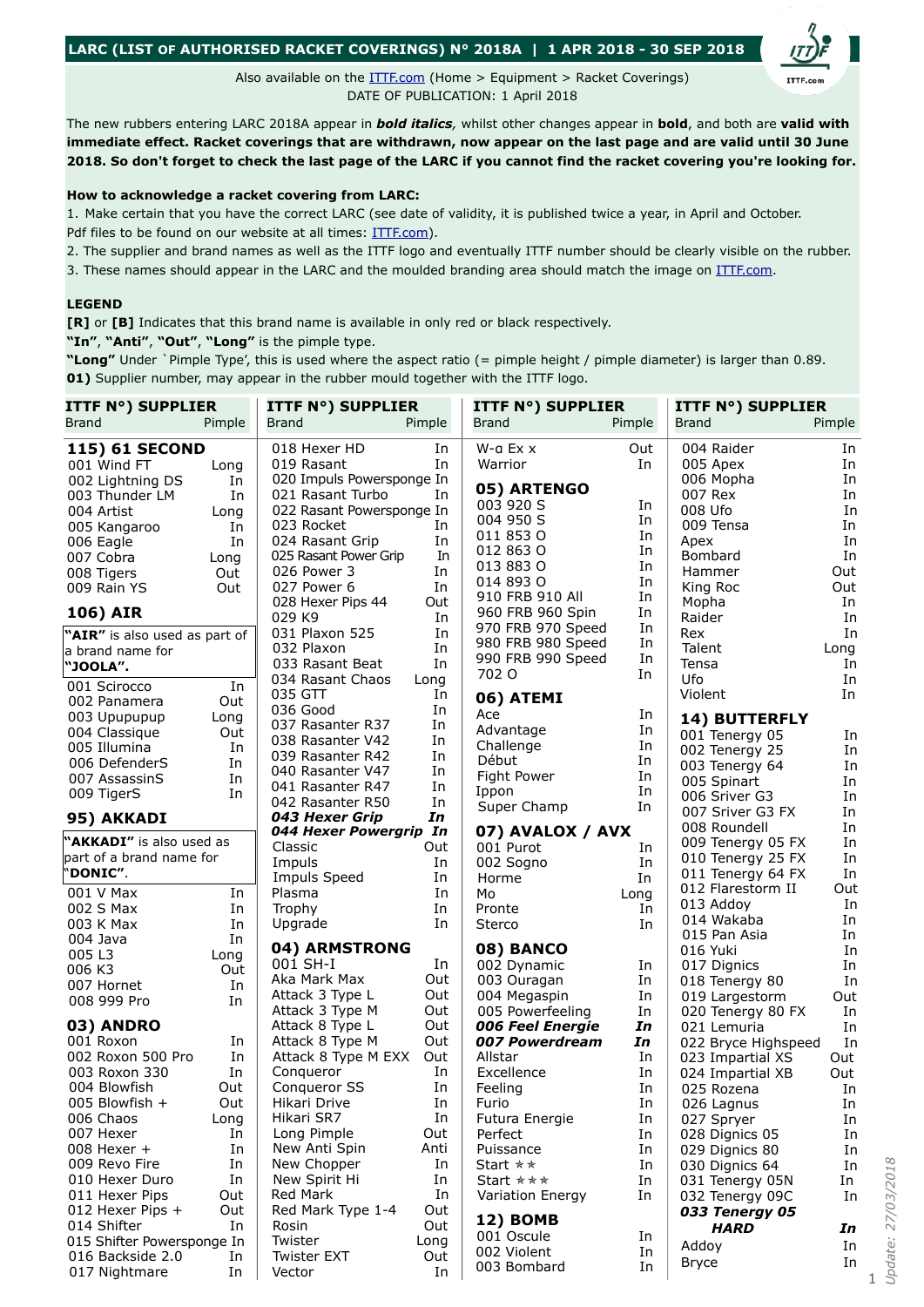# LARC (LIST OF AUTHORISED RACKET COVERINGS) N° 2018A | 1 APR 2018 - 30 SEP 2018

Also available on the ITTF.com (Home > Equipment > Racket Coverings)
DATE OF PUBLICATION: 1 April 2018

The new rubbers entering LARC 2018A appear in ***bold italics***, whilst other changes appear in **bold**, and both are **valid with immediate effect. Racket coverings that are withdrawn, now appear on the last page and are valid until 30 June 2018. So don't forget to check the last page of the LARC if you cannot find the racket covering you're looking for.**

**How to acknowledge a racket covering from LARC:**

1. Make certain that you have the correct LARC (see date of validity, it is published twice a year, in April and October. Pdf files to be found on our website at all times: ITTF.com).
2. The supplier and brand names as well as the ITTF logo and eventually ITTF number should be clearly visible on the rubber.
3. These names should appear in the LARC and the moulded branding area should match the image on ITTF.com.

**LEGEND**

**[R]** or **[B]** Indicates that this brand name is available in only red or black respectively.
**"In"**, **"Anti"**, **"Out"**, **"Long"** is the pimple type.
**"Long"** Under `Pimple Type', this is used where the aspect ratio (= pimple height / pimple diameter) is larger than 0.89.
**01)** Supplier number, may appear in the rubber mould together with the ITTF logo.

| ITTF N°) SUPPLIER Brand | Pimple |
|---|---|
| **115) 61 SECOND** | |
| 001 Wind FT | Long |
| 002 Lightning DS | In |
| 003 Thunder LM | In |
| 004 Artist | Long |
| 005 Kangaroo | In |
| 006 Eagle | In |
| 007 Cobra | Long |
| 008 Tigers | Out |
| 009 Rain YS | Out |
| **106) AIR** | |
| **"AIR"** is also used as part of a brand name for **"JOOLA"**. | |
| 001 Scirocco | In |
| 002 Panamera | Out |
| 003 Upupupup | Long |
| 004 Classique | Out |
| 005 Illumina | In |
| 006 DefenderS | In |
| 007 AssassinS | In |
| 009 TigerS | In |
| **95) AKKADI** | |
| **"AKKADI"** is also used as part of a brand name for **"DONIC"**. | |
| 001 V Max | In |
| 002 S Max | In |
| 003 K Max | In |
| 004 Java | In |
| 005 L3 | Long |
| 006 K3 | Out |
| 007 Hornet | In |
| 008 999 Pro | In |
| **03) ANDRO** | |
| 001 Roxon | In |
| 002 Roxon 500 Pro | In |
| 003 Roxon 330 | In |
| 004 Blowfish | Out |
| 005 Blowfish + | Out |
| 006 Chaos | Long |
| 007 Hexer | In |
| 008 Hexer + | In |
| 009 Revo Fire | In |
| 010 Hexer Duro | In |
| 011 Hexer Pips | Out |
| 012 Hexer Pips + | Out |
| 014 Shifter | In |
| 015 Shifter Powersponge | In |
| 016 Backside 2.0 | In |
| 017 Nightmare | In |
| 018 Hexer HD | In |
| 019 Rasant | In |
| 020 Impuls Powersponge | In |
| 021 Rasant Turbo | In |
| 022 Rasant Powersponge | In |
| 023 Rocket | In |
| 024 Rasant Grip | In |
| 025 Rasant Power Grip | In |
| 026 Power 3 | In |
| 027 Power 6 | In |
| 028 Hexer Pips 44 | Out |
| 029 K9 | In |
| 031 Plaxon 525 | In |
| 032 Plaxon | In |
| 033 Rasant Beat | In |
| 034 Rasant Chaos | Long |
| 035 GTT | In |
| 036 Good | In |
| 037 Rasanter R37 | In |
| 038 Rasanter V42 | In |
| 039 Rasanter R42 | In |
| 040 Rasanter V47 | In |
| 041 Rasanter R47 | In |
| 042 Rasanter R50 | In |
| ***043 Hexer Grip*** | ***In*** |
| ***044 Hexer Powergrip*** | ***In*** |
| Classic | Out |
| Impuls | In |
| Impuls Speed | In |
| Plasma | In |
| Trophy | In |
| Upgrade | In |
| **04) ARMSTRONG** | |
| 001 SH-I | In |
| Aka Mark Max | Out |
| Attack 3 Type L | Out |
| Attack 3 Type M | Out |
| Attack 8 Type L | Out |
| Attack 8 Type M | Out |
| Attack 8 Type M EXX | Out |
| Conqueror | In |
| Conqueror SS | In |
| Hikari Drive | In |
| Hikari SR7 | In |
| Long Pimple | Out |
| New Anti Spin | Anti |
| New Chopper | In |
| New Spirit Hi | In |
| Red Mark | In |
| Red Mark Type 1-4 | Out |
| Rosin | Out |
| Twister | Long |
| Twister EXT | Out |
| Vector | In |
| W-α Ex x | Out |
| Warrior | In |
| **05) ARTENGO** | |
| 003 920 S | In |
| 004 950 S | In |
| 011 853 O | In |
| 012 863 O | In |
| 013 883 O | In |
| 014 893 O | In |
| 910 FRB 910 All | In |
| 960 FRB 960 Spin | In |
| 970 FRB 970 Speed | In |
| 980 FRB 980 Speed | In |
| 990 FRB 990 Speed | In |
| 702 O | In |
| **06) ATEMI** | |
| Ace | In |
| Advantage | In |
| Challenge | In |
| Début | In |
| Fight Power | In |
| Ippon | In |
| Super Champ | In |
| **07) AVALOX / AVX** | |
| 001 Purot | In |
| 002 Sogno | In |
| Horme | In |
| Mo | Long |
| Pronte | In |
| Sterco | In |
| **08) BANCO** | |
| 002 Dynamic | In |
| 003 Ouragan | In |
| 004 Megaspin | In |
| 005 Powerfeeling | In |
| ***006 Feel Energie*** | ***In*** |
| ***007 Powerdream*** | ***In*** |
| Allstar | In |
| Excellence | In |
| Feeling | In |
| Furio | In |
| Futura Energie | In |
| Perfect | In |
| Puissance | In |
| Start ★★ | In |
| Start ★★★ | In |
| Variation Energy | In |
| **12) BOMB** | |
| 001 Oscule | In |
| 002 Violent | In |
| 003 Bombard | In |
| 004 Raider | In |
| 005 Apex | In |
| 006 Mopha | In |
| 007 Rex | In |
| 008 Ufo | In |
| 009 Tensa | In |
| Apex | In |
| Bombard | In |
| Hammer | Out |
| King Roc | Out |
| Mopha | In |
| Raider | In |
| Rex | In |
| Talent | Long |
| Tensa | In |
| Ufo | In |
| Violent | In |
| **14) BUTTERFLY** | |
| 001 Tenergy 05 | In |
| 002 Tenergy 25 | In |
| 003 Tenergy 64 | In |
| 005 Spinart | In |
| 006 Sriver G3 | In |
| 007 Sriver G3 FX | In |
| 008 Roundell | In |
| 009 Tenergy 05 FX | In |
| 010 Tenergy 25 FX | In |
| 011 Tenergy 64 FX | In |
| 012 Flarestorm II | Out |
| 013 Addoy | In |
| 014 Wakaba | In |
| 015 Pan Asia | In |
| 016 Yuki | In |
| 017 Dignics | In |
| 018 Tenergy 80 | In |
| 019 Largestorm | Out |
| 020 Tenergy 80 FX | In |
| 021 Lemuria | In |
| 022 Bryce Highspeed | In |
| 023 Impartial XS | Out |
| 024 Impartial XB | Out |
| 025 Rozena | In |
| 026 Lagnus | In |
| 027 Spryer | In |
| 028 Dignics 05 | In |
| 029 Dignics 80 | In |
| 030 Dignics 64 | In |
| 031 Tenergy 05N | In |
| 032 Tenergy 09C | In |
| ***033 Tenergy 05 HARD*** | ***In*** |
| Addoy | In |
| Bryce | In |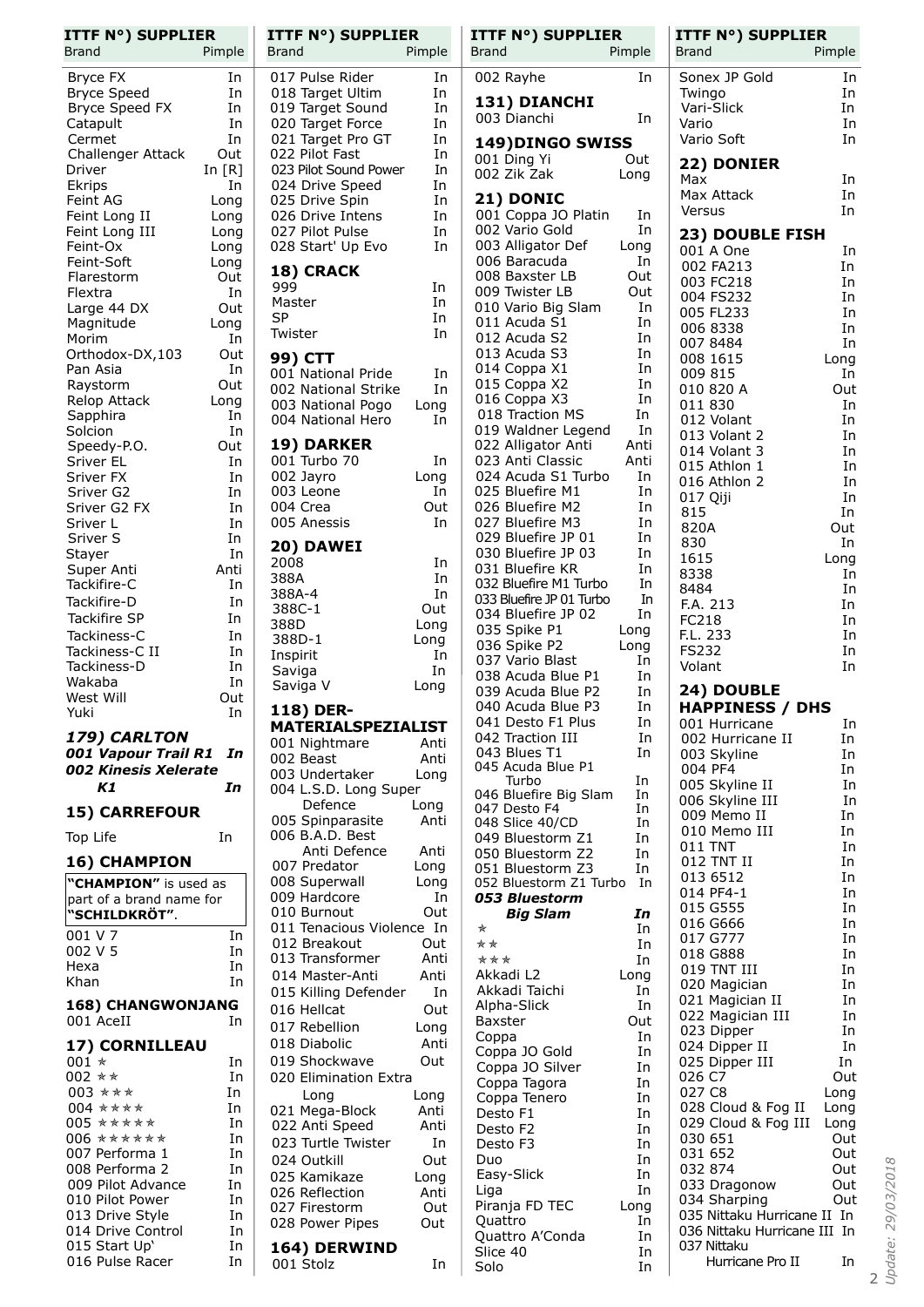| ITTF N°) SUPPLIER Brand | Pimple |
|---|---|
| Bryce FX | In |
| Bryce Speed | In |
| Bryce Speed FX | In |
| Catapult | In |
| Cermet | In |
| Challenger Attack | Out |
| Driver | In [R] |
| Ekrips | In |
| Feint AG | Long |
| Feint Long II | Long |
| Feint Long III | Long |
| Feint-Ox | Long |
| Feint-Soft | Long |
| Flarestorm | Out |
| Flextra | In |
| Large 44 DX | Out |
| Magnitude | Long |
| Morim | In |
| Orthodox-DX,103 | Out |
| Pan Asia | In |
| Raystorm | Out |
| Relop Attack | Long |
| Sapphira | In |
| Solcion | In |
| Speedy-P.O. | Out |
| Sriver EL | In |
| Sriver FX | In |
| Sriver G2 | In |
| Sriver G2 FX | In |
| Sriver L | In |
| Sriver S | In |
| Stayer | In |
| Super Anti | Anti |
| Tackifire-C | In |
| Tackifire-D | In |
| Tackifire SP | In |
| Tackiness-C | In |
| Tackiness-C II | In |
| Tackiness-D | In |
| Wakaba | In |
| West Will | Out |
| Yuki | In |

### *179) CARLTON*

| | |
|---|---|
| ***001 Vapour Trail R1*** | ***In*** |
| ***002 Kinesis Xelerate K1*** | ***In*** |

### 15) CARREFOUR

| | |
|---|---|
| Top Life | In |

### 16) CHAMPION

**"CHAMPION"** is used as part of a brand name for **"SCHILDKRÖT"**.

| | |
|---|---|
| 001 V 7 | In |
| 002 V 5 | In |
| Hexa | In |
| Khan | In |

### 168) CHANGWONJANG

| | |
|---|---|
| 001 AceII | In |

### 17) CORNILLEAU

| | |
|---|---|
| 001 * | In |
| 002 ** | In |
| 003 *** | In |
| 004 **** | In |
| 005 ***** | In |
| 006 ****** | In |
| 007 Performa 1 | In |
| 008 Performa 2 | In |
| 009 Pilot Advance | In |
| 010 Pilot Power | In |
| 013 Drive Style | In |
| 014 Drive Control | In |
| 015 Start Up' | In |
| 016 Pulse Racer | In |
| 017 Pulse Rider | In |
| 018 Target Ultim | In |
| 019 Target Sound | In |
| 020 Target Force | In |
| 021 Target Pro GT | In |
| 022 Pilot Fast | In |
| 023 Pilot Sound Power | In |
| 024 Drive Speed | In |
| 025 Drive Spin | In |
| 026 Drive Intens | In |
| 027 Pilot Pulse | In |
| 028 Start' Up Evo | In |

### 18) CRACK

| | |
|---|---|
| 999 | In |
| Master | In |
| SP | In |
| Twister | In |

### 99) CTT

| | |
|---|---|
| 001 National Pride | In |
| 002 National Strike | In |
| 003 National Pogo | Long |
| 004 National Hero | In |

### 19) DARKER

| | |
|---|---|
| 001 Turbo 70 | In |
| 002 Jayro | Long |
| 003 Leone | In |
| 004 Crea | Out |
| 005 Anessis | In |

### 20) DAWEI

| | |
|---|---|
| 2008 | In |
| 388A | In |
| 388A-4 | In |
| 388C-1 | Out |
| 388D | Long |
| 388D-1 | Long |
| Inspirit | In |
| Saviga | In |
| Saviga V | Long |

### 118) DER-MATERIALSPEZIALIST

| | |
|---|---|
| 001 Nightmare | Anti |
| 002 Beast | Anti |
| 003 Undertaker | Long |
| 004 L.S.D. Long Super Defence | Long |
| 005 Spinparasite | Anti |
| 006 B.A.D. Best Anti Defence | Anti |
| 007 Predator | Long |
| 008 Superwall | Long |
| 009 Hardcore | In |
| 010 Burnout | Out |
| 011 Tenacious Violence | In |
| 012 Breakout | Out |
| 013 Transformer | Anti |
| 014 Master-Anti | Anti |
| 015 Killing Defender | In |
| 016 Hellcat | Out |
| 017 Rebellion | Long |
| 018 Diabolic | Anti |
| 019 Shockwave | Out |
| 020 Elimination Extra Long | Long |
| 021 Mega-Block | Anti |
| 022 Anti Speed | Anti |
| 023 Turtle Twister | In |
| 024 Outkill | Out |
| 025 Kamikaze | Long |
| 026 Reflection | Anti |
| 027 Firestorm | Out |
| 028 Power Pipes | Out |

### 164) DERWIND

| | |
|---|---|
| 001 Stolz | In |
| 002 Rayhe | In |

### 131) DIANCHI

| | |
|---|---|
| 003 Dianchi | In |

### 149)DINGO SWISS

| | |
|---|---|
| 001 Ding Yi | Out |
| 002 Zik Zak | Long |

### 21) DONIC

| | |
|---|---|
| 001 Coppa JO Platin | In |
| 002 Vario Gold | In |
| 003 Alligator Def | Long |
| 006 Baracuda | In |
| 008 Baxster LB | Out |
| 009 Twister LB | Out |
| 010 Vario Big Slam | In |
| 011 Acuda S1 | In |
| 012 Acuda S2 | In |
| 013 Acuda S3 | In |
| 014 Coppa X1 | In |
| 015 Coppa X2 | In |
| 016 Coppa X3 | In |
| 018 Traction MS | In |
| 019 Waldner Legend | In |
| 022 Alligator Anti | Anti |
| 023 Anti Classic | Anti |
| 024 Acuda S1 Turbo | In |
| 025 Bluefire M1 | In |
| 026 Bluefire M2 | In |
| 027 Bluefire M3 | In |
| 029 Bluefire JP 01 | In |
| 030 Bluefire JP 03 | In |
| 031 Bluefire KR | In |
| 032 Bluefire M1 Turbo | In |
| 033 Bluefire JP 01 Turbo | In |
| 034 Bluefire JP 02 | In |
| 035 Spike P1 | Long |
| 036 Spike P2 | Long |
| 037 Vario Blast | In |
| 038 Acuda Blue P1 | In |
| 039 Acuda Blue P2 | In |
| 040 Acuda Blue P3 | In |
| 041 Desto F1 Plus | In |
| 042 Traction III | In |
| 043 Blues T1 | In |
| 045 Acuda Blue P1 Turbo | In |
| 046 Bluefire Big Slam | In |
| 047 Desto F4 | In |
| 048 Slice 40/CD | In |
| 049 Bluestorm Z1 | In |
| 050 Bluestorm Z2 | In |
| 051 Bluestorm Z3 | In |
| 052 Bluestorm Z1 Turbo | In |
| ***053 Bluestorm Big Slam*** | ***In*** |
| * | In |
| ** | In |
| *** | In |
| Akkadi L2 | Long |
| Akkadi Taichi | In |
| Alpha-Slick | In |
| Baxster | Out |
| Coppa | In |
| Coppa JO Gold | In |
| Coppa JO Silver | In |
| Coppa Tagora | In |
| Coppa Tenero | In |
| Desto F1 | In |
| Desto F2 | In |
| Desto F3 | In |
| Duo | In |
| Easy-Slick | In |
| Liga | In |
| Piranja FD TEC | Long |
| Quattro | In |
| Quattro A'Conda | In |
| Slice 40 | In |
| Solo | In |
| Sonex JP Gold | In |
| Twingo | In |
| Vari-Slick | In |
| Vario | In |
| Vario Soft | In |

### 22) DONIER

| | |
|---|---|
| Max | In |
| Max Attack | In |
| Versus | In |

### 23) DOUBLE FISH

| | |
|---|---|
| 001 A One | In |
| 002 FA213 | In |
| 003 FC218 | In |
| 004 FS232 | In |
| 005 FL233 | In |
| 006 8338 | In |
| 007 8484 | In |
| 008 1615 | Long |
| 009 815 | In |
| 010 820 A | Out |
| 011 830 | In |
| 012 Volant | In |
| 013 Volant 2 | In |
| 014 Volant 3 | In |
| 015 Athlon 1 | In |
| 016 Athlon 2 | In |
| 017 Qiji | In |
| 815 | In |
| 820A | Out |
| 830 | In |
| 1615 | Long |
| 8338 | In |
| 8484 | In |
| F.A. 213 | In |
| FC218 | In |
| F.L. 233 | In |
| FS232 | In |
| Volant | In |

### 24) DOUBLE HAPPINESS / DHS

| | |
|---|---|
| 001 Hurricane | In |
| 002 Hurricane II | In |
| 003 Skyline | In |
| 004 PF4 | In |
| 005 Skyline II | In |
| 006 Skyline III | In |
| 009 Memo II | In |
| 010 Memo III | In |
| 011 TNT | In |
| 012 TNT II | In |
| 013 6512 | In |
| 014 PF4-1 | In |
| 015 G555 | In |
| 016 G666 | In |
| 017 G777 | In |
| 018 G888 | In |
| 019 TNT III | In |
| 020 Magician | In |
| 021 Magician II | In |
| 022 Magician III | In |
| 023 Dipper | In |
| 024 Dipper II | In |
| 025 Dipper III | In |
| 026 C7 | Out |
| 027 C8 | Long |
| 028 Cloud & Fog II | Long |
| 029 Cloud & Fog III | Long |
| 030 651 | Out |
| 031 652 | Out |
| 032 874 | Out |
| 033 Dragonow | Out |
| 034 Sharping | Out |
| 035 Nittaku Hurricane II | In |
| 036 Nittaku Hurricane III | In |
| 037 Nittaku Hurricane Pro II | In |

*Update: 29/03/2018*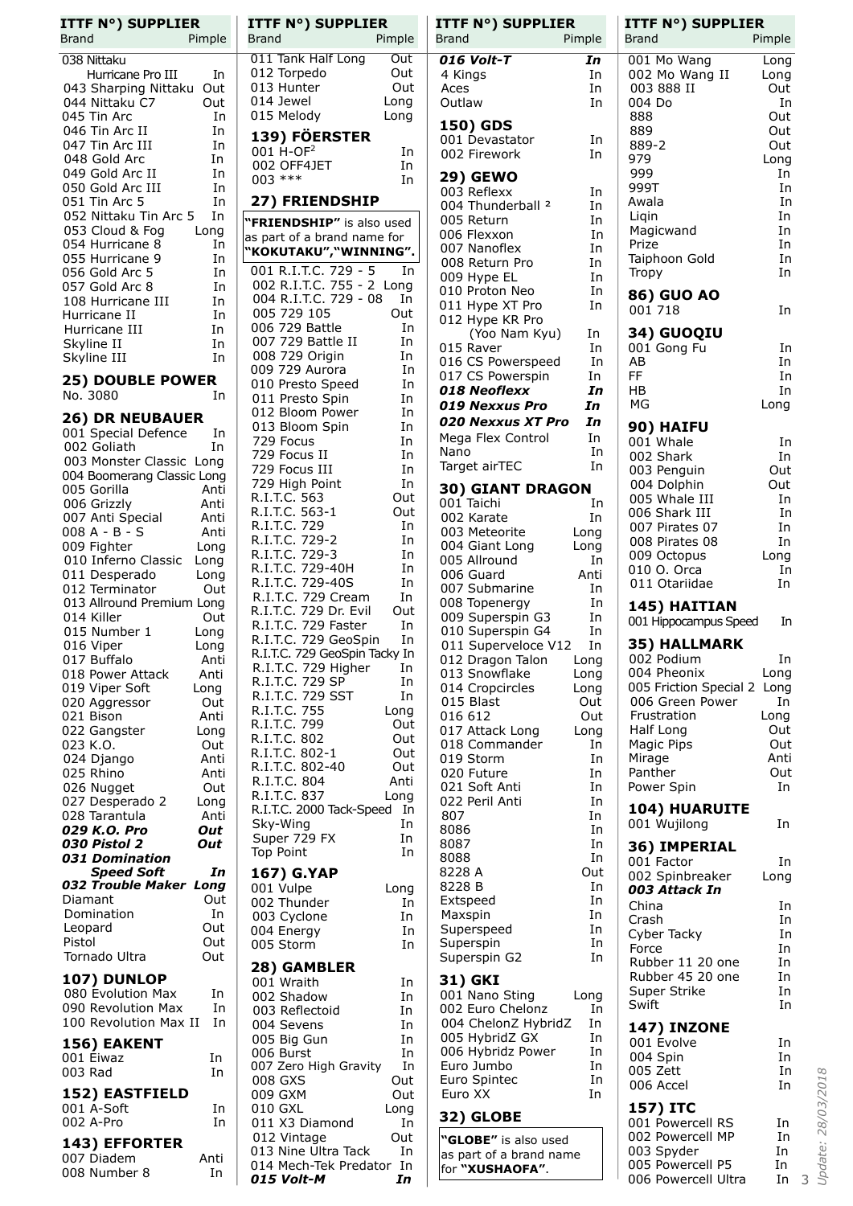| ITTF N°) SUPPLIER Brand | Pimple |
|---|---|
| 038 Nittaku | |
| Hurricane Pro III | In |
| 043 Sharping Nittaku | Out |
| 044 Nittaku C7 | Out |
| 045 Tin Arc | In |
| 046 Tin Arc II | In |
| 047 Tin Arc III | In |
| 048 Gold Arc | In |
| 049 Gold Arc II | In |
| 050 Gold Arc III | In |
| 051 Tin Arc 5 | In |
| 052 Nittaku Tin Arc 5 | In |
| 053 Cloud & Fog | Long |
| 054 Hurricane 8 | In |
| 055 Hurricane 9 | In |
| 056 Gold Arc 5 | In |
| 057 Gold Arc 8 | In |
| 108 Hurricane III | In |
| Hurricane II | In |
| Hurricane III | In |
| Skyline II | In |
| Skyline III | In |

## 25) DOUBLE POWER

| Brand | Pimple |
|---|---|
| No. 3080 | In |

## 26) DR NEUBAUER

| Brand | Pimple |
|---|---|
| 001 Special Defence | In |
| 002 Goliath | In |
| 003 Monster Classic | Long |
| 004 Boomerang Classic | Long |
| 005 Gorilla | Anti |
| 006 Grizzly | Anti |
| 007 Anti Special | Anti |
| 008 A - B - S | Anti |
| 009 Fighter | Long |
| 010 Inferno Classic | Long |
| 011 Desperado | Long |
| 012 Terminator | Out |
| 013 Allround Premium | Long |
| 014 Killer | Out |
| 015 Number 1 | Long |
| 016 Viper | Long |
| 017 Buffalo | Anti |
| 018 Power Attack | Anti |
| 019 Viper Soft | Long |
| 020 Aggressor | Out |
| 021 Bison | Anti |
| 022 Gangster | Long |
| 023 K.O. | Out |
| 024 Django | Anti |
| 025 Rhino | Anti |
| 026 Nugget | Out |
| 027 Desperado 2 | Long |
| 028 Tarantula | Anti |
| ***029 K.O. Pro*** | ***Out*** |
| ***030 Pistol 2*** | ***Out*** |
| ***031 Domination Speed Soft*** | ***In*** |
| ***032 Trouble Maker*** | ***Long*** |
| Diamant | Out |
| Domination | In |
| Leopard | Out |
| Pistol | Out |
| Tornado Ultra | Out |

## 107) DUNLOP

| Brand | Pimple |
|---|---|
| 080 Evolution Max | In |
| 090 Revolution Max | In |
| 100 Revolution Max II | In |

## 156) EAKENT

| Brand | Pimple |
|---|---|
| 001 Eiwaz | In |
| 003 Rad | In |

## 152) EASTFIELD

| Brand | Pimple |
|---|---|
| 001 A-Soft | In |
| 002 A-Pro | In |

## 143) EFFORTER

| Brand | Pimple |
|---|---|
| 007 Diadem | Anti |
| 008 Number 8 | In |
| 011 Tank Half Long | Out |
| 012 Torpedo | Out |
| 013 Hunter | Out |
| 014 Jewel | Long |
| 015 Melody | Long |

## 139) FÖERSTER

| Brand | Pimple |
|---|---|
| 001 H-OF[2] | In |
| 002 OFF4JET | In |
| 003 *** | In |

## 27) FRIENDSHIP

**"FRIENDSHIP"** is also used as part of a brand name for **"KOKUTAKU","WINNING"**.

| Brand | Pimple |
|---|---|
| 001 R.I.T.C. 729 - 5 | In |
| 002 R.I.T.C. 755 - 2 | Long |
| 004 R.I.T.C. 729 - 08 | In |
| 005 729 105 | Out |
| 006 729 Battle | In |
| 007 729 Battle II | In |
| 008 729 Origin | In |
| 009 729 Aurora | In |
| 010 Presto Speed | In |
| 011 Presto Spin | In |
| 012 Bloom Power | In |
| 013 Bloom Spin | In |
| 729 Focus | In |
| 729 Focus II | In |
| 729 Focus III | In |
| 729 High Point | In |
| R.I.T.C. 563 | Out |
| R.I.T.C. 563-1 | Out |
| R.I.T.C. 729 | In |
| R.I.T.C. 729-2 | In |
| R.I.T.C. 729-3 | In |
| R.I.T.C. 729-40H | In |
| R.I.T.C. 729-40S | In |
| R.I.T.C. 729 Cream | In |
| R.I.T.C. 729 Dr. Evil | Out |
| R.I.T.C. 729 Faster | In |
| R.I.T.C. 729 GeoSpin | In |
| R.I.T.C. 729 GeoSpin Tacky | In |
| R.I.T.C. 729 Higher | In |
| R.I.T.C. 729 SP | In |
| R.I.T.C. 729 SST | In |
| R.I.T.C. 755 | Long |
| R.I.T.C. 799 | Out |
| R.I.T.C. 802 | Out |
| R.I.T.C. 802-1 | Out |
| R.I.T.C. 802-40 | Out |
| R.I.T.C. 804 | Anti |
| R.I.T.C. 837 | Long |
| R.I.T.C. 2000 Tack-Speed | In |
| Sky-Wing | In |
| Super 729 FX | In |
| Top Point | In |

## 167) G.YAP

| Brand | Pimple |
|---|---|
| 001 Vulpe | Long |
| 002 Thunder | In |
| 003 Cyclone | In |
| 004 Energy | In |
| 005 Storm | In |

## 28) GAMBLER

| Brand | Pimple |
|---|---|
| 001 Wraith | In |
| 002 Shadow | In |
| 003 Reflectoid | In |
| 004 Sevens | In |
| 005 Big Gun | In |
| 006 Burst | In |
| 007 Zero High Gravity | In |
| 008 GXS | Out |
| 009 GXM | Out |
| 010 GXL | Long |
| 011 X3 Diamond | In |
| 012 Vintage | Out |
| 013 Nine Ultra Tack | In |
| 014 Mech-Tek Predator | In |
| ***015 Volt-M*** | ***In*** |
| ***016 Volt-T*** | ***In*** |
| 4 Kings | In |
| Aces | In |
| Outlaw | In |

## 150) GDS

| Brand | Pimple |
|---|---|
| 001 Devastator | In |
| 002 Firework | In |

## 29) GEWO

| Brand | Pimple |
|---|---|
| 003 Reflexx | In |
| 004 Thunderball [2] | In |
| 005 Return | In |
| 006 Flexxon | In |
| 007 Nanoflex | In |
| 008 Return Pro | In |
| 009 Hype EL | In |
| 010 Proton Neo | In |
| 011 Hype XT Pro | In |
| 012 Hype KR Pro (Yoo Nam Kyu) | In |
| 015 Raver | In |
| 016 CS Powerspeed | In |
| 017 CS Powerspin | In |
| ***018 Neoflexx*** | ***In*** |
| ***019 Nexxus Pro*** | ***In*** |
| ***020 Nexxus XT Pro*** | ***In*** |
| Mega Flex Control | In |
| Nano | In |
| Target airTEC | In |

## 30) GIANT DRAGON

| Brand | Pimple |
|---|---|
| 001 Taichi | In |
| 002 Karate | In |
| 003 Meteorite | Long |
| 004 Giant Long | Long |
| 005 Allround | In |
| 006 Guard | Anti |
| 007 Submarine | In |
| 008 Topenergy | In |
| 009 Superspin G3 | In |
| 010 Superspin G4 | In |
| 011 Superveloce V12 | In |
| 012 Dragon Talon | Long |
| 013 Snowflake | Long |
| 014 Cropcircles | Long |
| 015 Blast | Out |
| 016 612 | Out |
| 017 Attack Long | Long |
| 018 Commander | In |
| 019 Storm | In |
| 020 Future | In |
| 021 Soft Anti | In |
| 022 Peril Anti | In |
| 807 | In |
| 8086 | In |
| 8087 | In |
| 8088 | In |
| 8228 A | Out |
| 8228 B | In |
| Extspeed | In |
| Maxspin | In |
| Superspeed | In |
| Superspin | In |
| Superspin G2 | In |

## 31) GKI

| Brand | Pimple |
|---|---|
| 001 Nano Sting | Long |
| 002 Euro Chelonz | In |
| 004 ChelonZ HybridZ | In |
| 005 HybridZ GX | In |
| 006 Hybridz Power | In |
| Euro Jumbo | In |
| Euro Spintec | In |
| Euro XX | In |

## 32) GLOBE

**"GLOBE"** is also used as part of a brand name for **"XUSHAOFA"**.

| Brand | Pimple |
|---|---|
| 001 Mo Wang | Long |
| 002 Mo Wang II | Long |
| 003 888 II | Out |
| 004 Do | In |
| 888 | Out |
| 889 | Out |
| 889-2 | Out |
| 979 | Long |
| 999 | In |
| 999T | In |
| Awala | In |
| Liqin | In |
| Magicwand | In |
| Prize | In |
| Taiphoon Gold | In |
| Tropy | In |

## 86) GUO AO

| Brand | Pimple |
|---|---|
| 001 718 | In |

## 34) GUOQIU

| Brand | Pimple |
|---|---|
| 001 Gong Fu | In |
| AB | In |
| FF | In |
| HB | In |
| MG | Long |

## 90) HAIFU

| Brand | Pimple |
|---|---|
| 001 Whale | In |
| 002 Shark | In |
| 003 Penguin | Out |
| 004 Dolphin | Out |
| 005 Whale III | In |
| 006 Shark III | In |
| 007 Pirates 07 | In |
| 008 Pirates 08 | In |
| 009 Octopus | Long |
| 010 O. Orca | In |
| 011 Otariidae | In |

## 145) HAITIAN

| Brand | Pimple |
|---|---|
| 001 Hippocampus Speed | In |

## 35) HALLMARK

| Brand | Pimple |
|---|---|
| 002 Podium | In |
| 004 Pheonix | Long |
| 005 Friction Special 2 | Long |
| 006 Green Power | In |
| Frustration | Long |
| Half Long | Out |
| Magic Pips | Out |
| Mirage | Anti |
| Panther | Out |
| Power Spin | In |

## 104) HUARUITE

| Brand | Pimple |
|---|---|
| 001 Wujilong | In |

## 36) IMPERIAL

| Brand | Pimple |
|---|---|
| 001 Factor | In |
| 002 Spinbreaker | Long |
| ***003 Attack In*** | |
| China | In |
| Crash | In |
| Cyber Tacky | In |
| Force | In |
| Rubber 11 20 one | In |
| Rubber 45 20 one | In |
| Super Strike | In |
| Swift | In |

## 147) INZONE

| Brand | Pimple |
|---|---|
| 001 Evolve | In |
| 004 Spin | In |
| 005 Zett | In |
| 006 Accel | In |

## 157) ITC

| Brand | Pimple |
|---|---|
| 001 Powercell RS | In |
| 002 Powercell MP | In |
| 003 Spyder | In |
| 005 Powercell P5 | In |
| 006 Powercell Ultra | In |

Update: 28/03/2018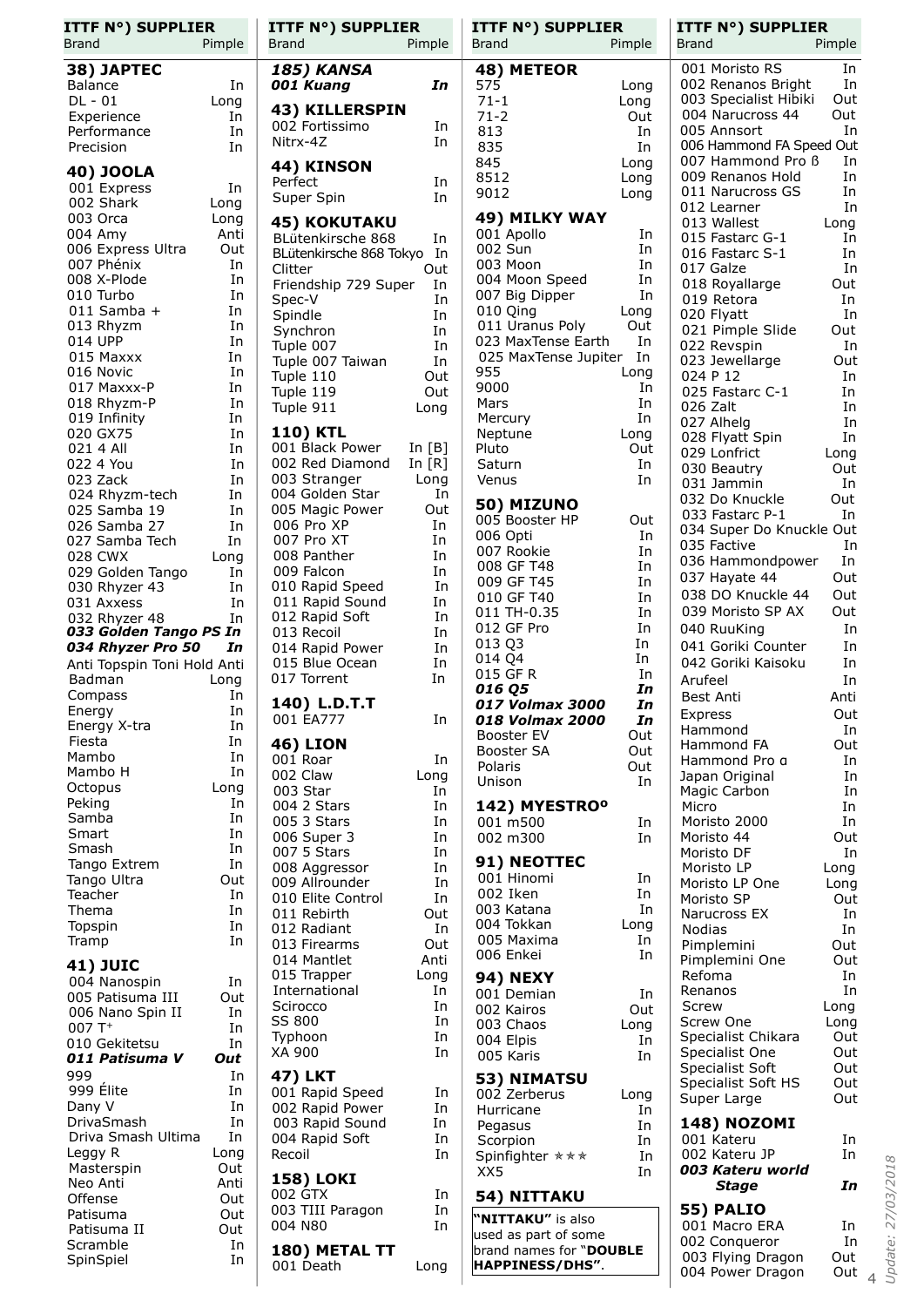| ITTF N°) SUPPLIER Brand | Pimple |
|---|---|
| **38) JAPTEC** | |
| Balance | In |
| DL - 01 | Long |
| Experience | In |
| Performance | In |
| Precision | In |
| **40) JOOLA** | |
| 001 Express | In |
| 002 Shark | Long |
| 003 Orca | Long |
| 004 Amy | Anti |
| 006 Express Ultra | Out |
| 007 Phénix | In |
| 008 X-Plode | In |
| 010 Turbo | In |
| 011 Samba + | In |
| 013 Rhyzm | In |
| 014 UPP | In |
| 015 Maxxx | In |
| 016 Novic | In |
| 017 Maxxx-P | In |
| 018 Rhyzm-P | In |
| 019 Infinity | In |
| 020 GX75 | In |
| 021 4 All | In |
| 022 4 You | In |
| 023 Zack | In |
| 024 Rhyzm-tech | In |
| 025 Samba 19 | In |
| 026 Samba 27 | In |
| 027 Samba Tech | In |
| 028 CWX | Long |
| 029 Golden Tango | In |
| 030 Rhyzer 43 | In |
| 031 Axxess | In |
| 032 Rhyzer 48 | In |
| ***033 Golden Tango PS*** | ***In*** |
| ***034 Rhyzer Pro 50*** | ***In*** |
| Anti Topspin Toni Hold | Anti |
| Badman | Long |
| Compass | In |
| Energy | In |
| Energy X-tra | In |
| Fiesta | In |
| Mambo | In |
| Mambo H | In |
| Octopus | Long |
| Peking | In |
| Samba | In |
| Smart | In |
| Smash | In |
| Tango Extrem | In |
| Tango Ultra | Out |
| Teacher | In |
| Thema | In |
| Topspin | In |
| Tramp | In |
| **41) JUIC** | |
| 004 Nanospin | In |
| 005 Patisuma III | Out |
| 006 Nano Spin II | In |
| 007 T+ | In |
| 010 Gekitetsu | In |
| ***011 Patisuma V*** | ***Out*** |
| 999 | In |
| 999 Élite | In |
| Dany V | In |
| DrivaSmash | In |
| Driva Smash Ultima | In |
| Leggy R | Long |
| Masterspin | Out |
| Neo Anti | Anti |
| Offense | Out |
| Patisuma | Out |
| Patisuma II | Out |
| Scramble | In |
| SpinSpiel | In |
| ***185) KANSA*** | |
| ***001 Kuang*** | ***In*** |
| **43) KILLERSPIN** | |
| 002 Fortissimo | In |
| Nitrx-4Z | In |
| **44) KINSON** | |
| Perfect | In |
| Super Spin | In |
| **45) KOKUTAKU** | |
| BLütenkirsche 868 | In |
| BLütenkirsche 868 Tokyo | In |
| Clitter | Out |
| Friendship 729 Super | In |
| Spec-V | In |
| Spindle | In |
| Synchron | In |
| Tuple 007 | In |
| Tuple 007 Taiwan | In |
| Tuple 110 | Out |
| Tuple 119 | Out |
| Tuple 911 | Long |
| **110) KTL** | |
| 001 Black Power | In [B] |
| 002 Red Diamond | In [R] |
| 003 Stranger | Long |
| 004 Golden Star | In |
| 005 Magic Power | Out |
| 006 Pro XP | In |
| 007 Pro XT | In |
| 008 Panther | In |
| 009 Falcon | In |
| 010 Rapid Speed | In |
| 011 Rapid Sound | In |
| 012 Rapid Soft | In |
| 013 Recoil | In |
| 014 Rapid Power | In |
| 015 Blue Ocean | In |
| 017 Torrent | In |
| **140) L.D.T.T** | |
| 001 EA777 | In |
| **46) LION** | |
| 001 Roar | In |
| 002 Claw | Long |
| 003 Star | In |
| 004 2 Stars | In |
| 005 3 Stars | In |
| 006 Super 3 | In |
| 007 5 Stars | In |
| 008 Aggressor | In |
| 009 Allrounder | In |
| 010 Elite Control | In |
| 011 Rebirth | Out |
| 012 Radiant | In |
| 013 Firearms | Out |
| 014 Mantlet | Anti |
| 015 Trapper | Long |
| International | In |
| Scirocco | In |
| SS 800 | In |
| Typhoon | In |
| XA 900 | In |
| **47) LKT** | |
| 001 Rapid Speed | In |
| 002 Rapid Power | In |
| 003 Rapid Sound | In |
| 004 Rapid Soft | In |
| Recoil | In |
| **158) LOKI** | |
| 002 GTX | In |
| 003 TIII Paragon | In |
| 004 N80 | In |
| **180) METAL TT** | |
| 001 Death | Long |
| **48) METEOR** | |
| 575 | Long |
| 71-1 | Long |
| 71-2 | Out |
| 813 | In |
| 835 | In |
| 845 | Long |
| 8512 | Long |
| 9012 | Long |
| **49) MILKY WAY** | |
| 001 Apollo | In |
| 002 Sun | In |
| 003 Moon | In |
| 004 Moon Speed | In |
| 007 Big Dipper | In |
| 010 Qing | Long |
| 011 Uranus Poly | Out |
| 023 MaxTense Earth | In |
| 025 MaxTense Jupiter | In |
| 955 | Long |
| 9000 | In |
| Mars | In |
| Mercury | In |
| Neptune | Long |
| Pluto | Out |
| Saturn | In |
| Venus | In |
| **50) MIZUNO** | |
| 005 Booster HP | Out |
| 006 Opti | In |
| 007 Rookie | In |
| 008 GF T48 | In |
| 009 GF T45 | In |
| 010 GF T40 | In |
| 011 TH-0.35 | In |
| 012 GF Pro | In |
| 013 Q3 | In |
| 014 Q4 | In |
| 015 GF R | In |
| ***016 Q5*** | ***In*** |
| ***017 Volmax 3000*** | ***In*** |
| ***018 Volmax 2000*** | ***In*** |
| Booster EV | Out |
| Booster SA | Out |
| Polaris | Out |
| Unison | In |
| **142) MYESTRO°** | |
| 001 m500 | In |
| 002 m300 | In |
| **91) NEOTTEC** | |
| 001 Hinomi | In |
| 002 Iken | In |
| 003 Katana | In |
| 004 Tokkan | Long |
| 005 Maxima | In |
| 006 Enkei | In |
| **94) NEXY** | |
| 001 Demian | In |
| 002 Kairos | Out |
| 003 Chaos | Long |
| 004 Elpis | In |
| 005 Karis | In |
| **53) NIMATSU** | |
| 002 Zerberus | Long |
| Hurricane | In |
| Pegasus | In |
| Scorpion | In |
| Spinfighter ★★★ | In |
| XX5 | In |
| **54) NITTAKU** | |
| **"NITTAKU"** is also used as part of some brand names for **"DOUBLE HAPPINESS/DHS"**. | |
| 001 Moristo RS | In |
| 002 Renanos Bright | In |
| 003 Specialist Hibiki | Out |
| 004 Narucross 44 | Out |
| 005 Annsort | In |
| 006 Hammond FA Speed | Out |
| 007 Hammond Pro ß | In |
| 009 Renanos Hold | In |
| 011 Narucross GS | In |
| 012 Learner | In |
| 013 Wallest | Long |
| 015 Fastarc G-1 | In |
| 016 Fastarc S-1 | In |
| 017 Galze | In |
| 018 Royallarge | Out |
| 019 Retora | In |
| 020 Flyatt | In |
| 021 Pimple Slide | Out |
| 022 Revspin | In |
| 023 Jewellarge | Out |
| 024 P 12 | In |
| 025 Fastarc C-1 | In |
| 026 Zalt | In |
| 027 Alhelg | In |
| 028 Flyatt Spin | In |
| 029 Lonfrict | Long |
| 030 Beautry | Out |
| 031 Jammin | In |
| 032 Do Knuckle | Out |
| 033 Fastarc P-1 | In |
| 034 Super Do Knuckle | Out |
| 035 Factive | In |
| 036 Hammondpower | In |
| 037 Hayate 44 | Out |
| 038 DO Knuckle 44 | Out |
| 039 Moristo SP AX | Out |
| 040 RuuKing | In |
| 041 Goriki Counter | In |
| 042 Goriki Kaisoku | In |
| Arufeel | In |
| Best Anti | Anti |
| Express | Out |
| Hammond | In |
| Hammond FA | Out |
| Hammond Pro α | In |
| Japan Original | In |
| Magic Carbon | In |
| Micro | In |
| Moristo 2000 | In |
| Moristo 44 | Out |
| Moristo DF | In |
| Moristo LP | Long |
| Moristo LP One | Long |
| Moristo SP | Out |
| Narucross EX | In |
| Nodias | In |
| Pimplemini | Out |
| Pimplemini One | Out |
| Refoma | In |
| Renanos | In |
| Screw | Long |
| Screw One | Long |
| Specialist Chikara | Out |
| Specialist One | Out |
| Specialist Soft | Out |
| Specialist Soft HS | Out |
| Super Large | Out |
| **148) NOZOMI** | |
| 001 Kateru | In |
| 002 Kateru JP | In |
| ***003 Kateru world Stage*** | ***In*** |
| **55) PALIO** | |
| 001 Macro ERA | In |
| 002 Conqueror | In |
| 003 Flying Dragon | Out |
| 004 Power Dragon | Out |

*Update: 27/03/2018*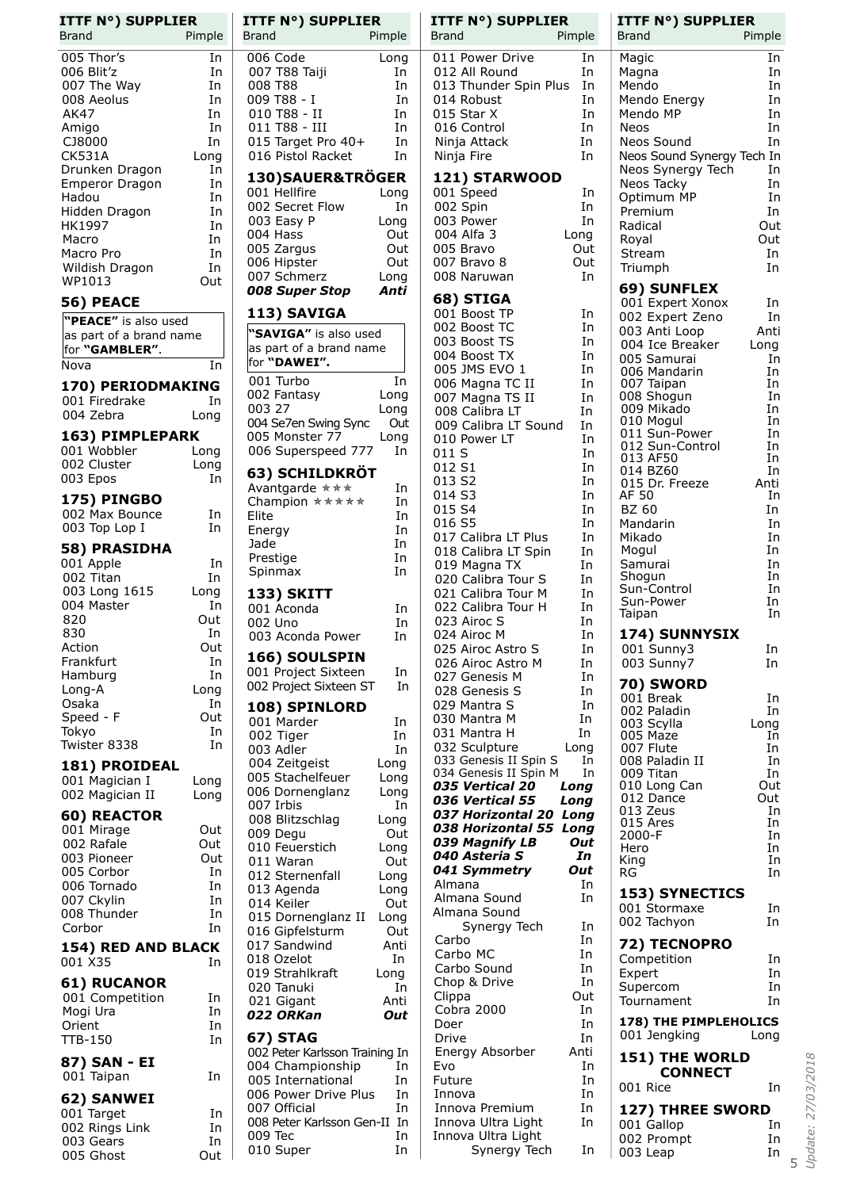| ITTF N°) SUPPLIER Brand | Pimple |
|---|---|
| 005 Thor's | In |
| 006 Blit'z | In |
| 007 The Way | In |
| 008 Aeolus | In |
| AK47 | In |
| Amigo | In |
| CJ8000 | In |
| CK531A | Long |
| Drunken Dragon | In |
| Emperor Dragon | In |
| Hadou | In |
| Hidden Dragon | In |
| HK1997 | In |
| Macro | In |
| Macro Pro | In |
| Wildish Dragon | In |
| WP1013 | Out |

## 56) PEACE

**"PEACE"** is also used as part of a brand name for **"GAMBLER"**.

| Brand | Pimple |
|---|---|
| Nova | In |

## 170) PERIODMAKING

| Brand | Pimple |
|---|---|
| 001 Firedrake | In |
| 004 Zebra | Long |

## 163) PIMPLEPARK

| Brand | Pimple |
|---|---|
| 001 Wobbler | Long |
| 002 Cluster | Long |
| 003 Epos | In |

## 175) PINGBO

| Brand | Pimple |
|---|---|
| 002 Max Bounce | In |
| 003 Top Lop I | In |

## 58) PRASIDHA

| Brand | Pimple |
|---|---|
| 001 Apple | In |
| 002 Titan | In |
| 003 Long 1615 | Long |
| 004 Master | In |
| 820 | Out |
| 830 | In |
| Action | Out |
| Frankfurt | In |
| Hamburg | In |
| Long-A | Long |
| Osaka | In |
| Speed - F | Out |
| Tokyo | In |
| Twister 8338 | In |

## 181) PROIDEAL

| Brand | Pimple |
|---|---|
| 001 Magician I | Long |
| 002 Magician II | Long |

## 60) REACTOR

| Brand | Pimple |
|---|---|
| 001 Mirage | Out |
| 002 Rafale | Out |
| 003 Pioneer | Out |
| 005 Corbor | In |
| 006 Tornado | In |
| 007 Ckylin | In |
| 008 Thunder | In |
| Corbor | In |

## 154) RED AND BLACK

| Brand | Pimple |
|---|---|
| 001 X35 | In |

## 61) RUCANOR

| Brand | Pimple |
|---|---|
| 001 Competition | In |
| Mogi Ura | In |
| Orient | In |
| TTB-150 | In |

## 87) SAN - EI

| Brand | Pimple |
|---|---|
| 001 Taipan | In |

## 62) SANWEI

| Brand | Pimple |
|---|---|
| 001 Target | In |
| 002 Rings Link | In |
| 003 Gears | In |
| 005 Ghost | Out |
| 006 Code | Long |
| 007 T88 Taiji | In |
| 008 T88 | In |
| 009 T88 - I | In |
| 010 T88 - II | In |
| 011 T88 - III | In |
| 015 Target Pro 40+ | In |
| 016 Pistol Racket | In |

## 130) SAUER&TRÖGER

| Brand | Pimple |
|---|---|
| 001 Hellfire | Long |
| 002 Secret Flow | In |
| 003 Easy P | Long |
| 004 Hass | Out |
| 005 Zargus | Out |
| 006 Hipster | Out |
| 007 Schmerz | Long |
| ***008 Super Stop*** | ***Anti*** |

## 113) SAVIGA

**"SAVIGA"** is also used as part of a brand name for **"DAWEI"**.

| Brand | Pimple |
|---|---|
| 001 Turbo | In |
| 002 Fantasy | Long |
| 003 27 | Long |
| 004 Se7en Swing Sync | Out |
| 005 Monster 77 | Long |
| 006 Superspeed 777 | In |

## 63) SCHILDKRÖT

| Brand | Pimple |
|---|---|
| Avantgarde ★★★ | In |
| Champion ★★★★★ | In |
| Elite | In |
| Energy | In |
| Jade | In |
| Prestige | In |
| Spinmax | In |

## 133) SKITT

| Brand | Pimple |
|---|---|
| 001 Aconda | In |
| 002 Uno | In |
| 003 Aconda Power | In |

## 166) SOULSPIN

| Brand | Pimple |
|---|---|
| 001 Project Sixteen | In |
| 002 Project Sixteen ST | In |

## 108) SPINLORD

| Brand | Pimple |
|---|---|
| 001 Marder | In |
| 002 Tiger | In |
| 003 Adler | In |
| 004 Zeitgeist | Long |
| 005 Stachelfeuer | Long |
| 006 Dornenglanz | Long |
| 007 Irbis | In |
| 008 Blitzschlag | Long |
| 009 Degu | Out |
| 010 Feuerstich | Long |
| 011 Waran | Out |
| 012 Sternenfall | Long |
| 013 Agenda | Long |
| 014 Keiler | Out |
| 015 Dornenglanz II | Long |
| 016 Gipfelsturm | Out |
| 017 Sandwind | Anti |
| 018 Ozelot | In |
| 019 Strahlkraft | Long |
| 020 Tanuki | In |
| 021 Gigant | Anti |
| ***022 ORKan*** | ***Out*** |

## 67) STAG

| Brand | Pimple |
|---|---|
| 002 Peter Karlsson Training | In |
| 004 Championship | In |
| 005 International | In |
| 006 Power Drive Plus | In |
| 007 Official | In |
| 008 Peter Karlsson Gen-II | In |
| 009 Tec | In |
| 010 Super | In |
| 011 Power Drive | In |
| 012 All Round | In |
| 013 Thunder Spin Plus | In |
| 014 Robust | In |
| 015 Star X | In |
| 016 Control | In |
| Ninja Attack | In |
| Ninja Fire | In |

## 121) STARWOOD

| Brand | Pimple |
|---|---|
| 001 Speed | In |
| 002 Spin | In |
| 003 Power | In |
| 004 Alfa 3 | Long |
| 005 Bravo | Out |
| 007 Bravo 8 | Out |
| 008 Naruwan | In |

## 68) STIGA

| Brand | Pimple |
|---|---|
| 001 Boost TP | In |
| 002 Boost TC | In |
| 003 Boost TS | In |
| 004 Boost TX | In |
| 005 JMS EVO 1 | In |
| 006 Magna TC II | In |
| 007 Magna TS II | In |
| 008 Calibra LT | In |
| 009 Calibra LT Sound | In |
| 010 Power LT | In |
| 011 S | In |
| 012 S1 | In |
| 013 S2 | In |
| 014 S3 | In |
| 015 S4 | In |
| 016 S5 | In |
| 017 Calibra LT Plus | In |
| 018 Calibra LT Spin | In |
| 019 Magna TX | In |
| 020 Calibra Tour S | In |
| 021 Calibra Tour M | In |
| 022 Calibra Tour H | In |
| 023 Airoc S | In |
| 024 Airoc M | In |
| 025 Airoc Astro S | In |
| 026 Airoc Astro M | In |
| 027 Genesis M | In |
| 028 Genesis S | In |
| 029 Mantra S | In |
| 030 Mantra M | In |
| 031 Mantra H | In |
| 032 Sculpture | Long |
| 033 Genesis II Spin S | In |
| 034 Genesis II Spin M | In |
| ***035 Vertical 20*** | ***Long*** |
| ***036 Vertical 55*** | ***Long*** |
| ***037 Horizontal 20*** | ***Long*** |
| ***038 Horizontal 55*** | ***Long*** |
| ***039 Magnify LB*** | ***Out*** |
| ***040 Asteria S*** | ***In*** |
| ***041 Symmetry*** | ***Out*** |
| Almana | In |
| Almana Sound | In |
| Almana Sound Synergy Tech | In |
| Carbo | In |
| Carbo MC | In |
| Carbo Sound | In |
| Chop & Drive | In |
| Clippa | Out |
| Cobra 2000 | In |
| Doer | In |
| Drive | In |
| Energy Absorber | Anti |
| Evo | In |
| Future | In |
| Innova | In |
| Innova Premium | In |
| Innova Ultra Light | In |
| Innova Ultra Light Synergy Tech | In |
| Magic | In |
| Magna | In |
| Mendo | In |
| Mendo Energy | In |
| Mendo MP | In |
| Neos | In |
| Neos Sound | In |
| Neos Sound Synergy Tech | In |
| Neos Synergy Tech | In |
| Neos Tacky | In |
| Optimum MP | In |
| Premium | In |
| Radical | Out |
| Royal | Out |
| Stream | In |
| Triumph | In |

## 69) SUNFLEX

| Brand | Pimple |
|---|---|
| 001 Expert Xonox | In |
| 002 Expert Zeno | In |
| 003 Anti Loop | Anti |
| 004 Ice Breaker | Long |
| 005 Samurai | In |
| 006 Mandarin | In |
| 007 Taipan | In |
| 008 Shogun | In |
| 009 Mikado | In |
| 010 Mogul | In |
| 011 Sun-Power | In |
| 012 Sun-Control | In |
| 013 AF50 | In |
| 014 BZ60 | In |
| 015 Dr. Freeze | Anti |
| AF 50 | In |
| BZ 60 | In |
| Mandarin | In |
| Mikado | In |
| Mogul | In |
| Samurai | In |
| Shogun | In |
| Sun-Control | In |
| Sun-Power | In |
| Taipan | In |

## 174) SUNNYSIX

| Brand | Pimple |
|---|---|
| 001 Sunny3 | In |
| 003 Sunny7 | In |

## 70) SWORD

| Brand | Pimple |
|---|---|
| 001 Break | In |
| 002 Paladin | In |
| 003 Scylla | Long |
| 005 Maze | In |
| 007 Flute | In |
| 008 Paladin II | In |
| 009 Titan | In |
| 010 Long Can | Out |
| 012 Dance | Out |
| 013 Zeus | In |
| 015 Ares | In |
| 2000-F | In |
| Hero | In |
| King | In |
| RG | In |

## 153) SYNECTICS

| Brand | Pimple |
|---|---|
| 001 Stormaxe | In |
| 002 Tachyon | In |

## 72) TECNOPRO

| Brand | Pimple |
|---|---|
| Competition | In |
| Expert | In |
| Supercom | In |
| Tournament | In |

## 178) THE PIMPLEHOLICS

| Brand | Pimple |
|---|---|
| 001 Jengking | Long |

## 151) THE WORLD CONNECT

| Brand | Pimple |
|---|---|
| 001 Rice | In |

## 127) THREE SWORD

| Brand | Pimple |
|---|---|
| 001 Gallop | In |
| 002 Prompt | In |
| 003 Leap | In |

Update: 27/03/2018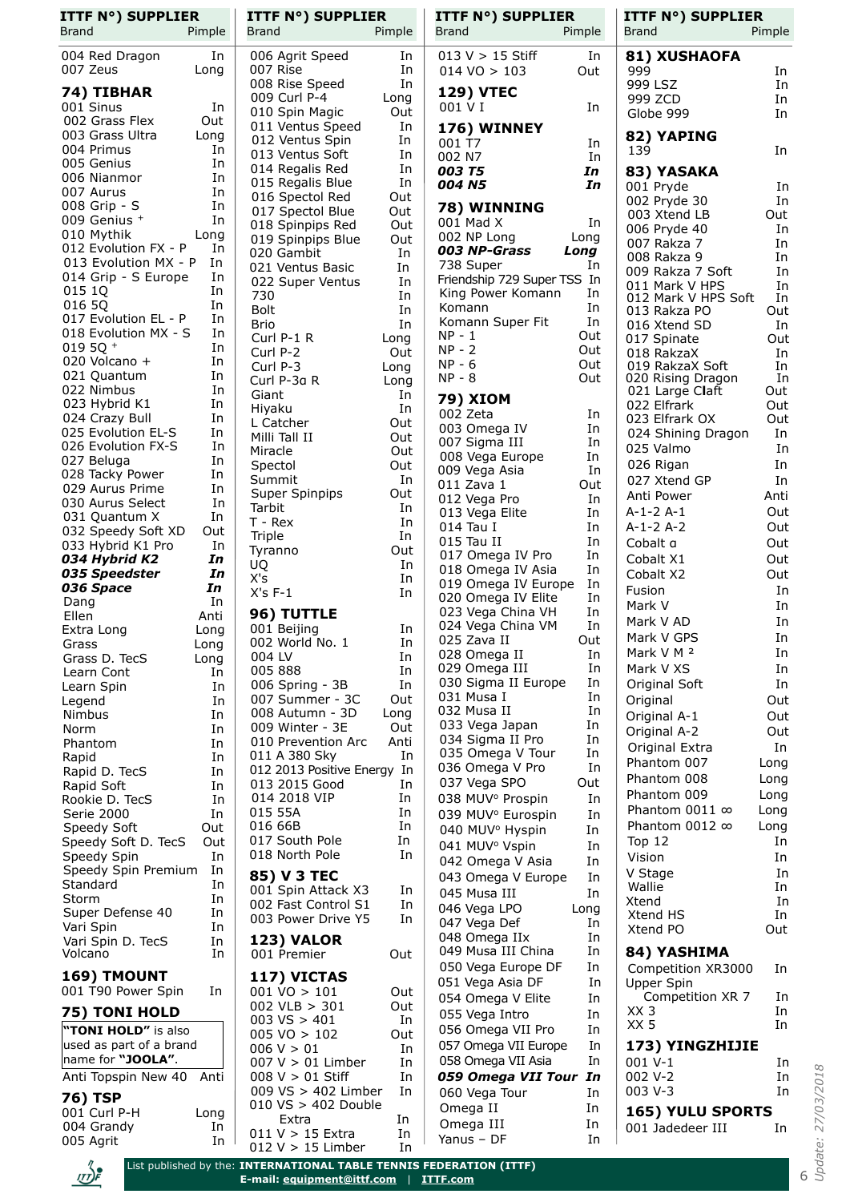| ITTF N°) SUPPLIER Brand | Pimple |
|---|---|
| 004 Red Dragon | In |
| 007 Zeus | Long |
| **74) TIBHAR** | |
| 001 Sinus | In |
| 002 Grass Flex | Out |
| 003 Grass Ultra | Long |
| 004 Primus | In |
| 005 Genius | In |
| 006 Nianmor | In |
| 007 Aurus | In |
| 008 Grip - S | In |
| 009 Genius + | In |
| 010 Mythik | Long |
| 012 Evolution FX - P | In |
| 013 Evolution MX - P | In |
| 014 Grip - S Europe | In |
| 015 1Q | In |
| 016 5Q | In |
| 017 Evolution EL - P | In |
| 018 Evolution MX - S | In |
| 019 5Q + | In |
| 020 Volcano + | In |
| 021 Quantum | In |
| 022 Nimbus | In |
| 023 Hybrid K1 | In |
| 024 Crazy Bull | In |
| 025 Evolution EL-S | In |
| 026 Evolution FX-S | In |
| 027 Beluga | In |
| 028 Tacky Power | In |
| 029 Aurus Prime | In |
| 030 Aurus Select | In |
| 031 Quantum X | In |
| 032 Speedy Soft XD | Out |
| 033 Hybrid K1 Pro | In |
| ***034 Hybrid K2*** | ***In*** |
| ***035 Speedster*** | ***In*** |
| ***036 Space*** | ***In*** |
| Dang | In |
| Ellen | Anti |
| Extra Long | Long |
| Grass | Long |
| Grass D. TecS | Long |
| Learn Cont | In |
| Learn Spin | In |
| Legend | In |
| Nimbus | In |
| Norm | In |
| Phantom | In |
| Rapid | In |
| Rapid D. TecS | In |
| Rapid Soft | In |
| Rookie D. TecS | In |
| Serie 2000 | In |
| Speedy Soft | Out |
| Speedy Soft D. TecS | Out |
| Speedy Spin | In |
| Speedy Spin Premium | In |
| Standard | In |
| Storm | In |
| Super Defense 40 | In |
| Vari Spin | In |
| Vari Spin D. TecS | In |
| Volcano | In |
| **169) TMOUNT** | |
| 001 T90 Power Spin | In |
| **75) TONI HOLD** | |
| **"TONI HOLD"** is also used as part of a brand name for **"JOOLA"**. | |
| Anti Topspin New 40 | Anti |
| **76) TSP** | |
| 001 Curl P-H | Long |
| 004 Grandy | In |
| 005 Agrit | In |
| 006 Agrit Speed | In |
| 007 Rise | In |
| 008 Rise Speed | In |
| 009 Curl P-4 | Long |
| 010 Spin Magic | Out |
| 011 Ventus Speed | In |
| 012 Ventus Spin | In |
| 013 Ventus Soft | In |
| 014 Regalis Red | In |
| 015 Regalis Blue | In |
| 016 Spectol Red | Out |
| 017 Spectol Blue | Out |
| 018 Spinpips Red | Out |
| 019 Spinpips Blue | Out |
| 020 Gambit | In |
| 021 Ventus Basic | In |
| 022 Super Ventus | In |
| 730 | In |
| Bolt | In |
| Brio | In |
| Curl P-1 R | Long |
| Curl P-2 | Out |
| Curl P-3 | Long |
| Curl P-3α R | Long |
| Giant | In |
| Hiyaku | In |
| L Catcher | Out |
| Milli Tall II | Out |
| Miracle | Out |
| Spectol | Out |
| Summit | In |
| Super Spinpips | Out |
| Tarbit | In |
| T - Rex | In |
| Triple | In |
| Tyranno | Out |
| UQ | In |
| X's | In |
| X's F-1 | In |
| **96) TUTTLE** | |
| 001 Beijing | In |
| 002 World No. 1 | In |
| 004 LV | In |
| 005 888 | In |
| 006 Spring - 3B | In |
| 007 Summer - 3C | Out |
| 008 Autumn - 3D | Long |
| 009 Winter - 3E | Out |
| 010 Prevention Arc | Anti |
| 011 A 380 Sky | In |
| 012 2013 Positive Energy | In |
| 013 2015 Good | In |
| 014 2018 VIP | In |
| 015 55A | In |
| 016 66B | In |
| 017 South Pole | In |
| 018 North Pole | In |
| **85) V 3 TEC** | |
| 001 Spin Attack X3 | In |
| 002 Fast Control S1 | In |
| 003 Power Drive Y5 | In |
| **123) VALOR** | |
| 001 Premier | Out |
| **117) VICTAS** | |
| 001 VO > 101 | Out |
| 002 VLB > 301 | Out |
| 003 VS > 401 | In |
| 005 VO > 102 | Out |
| 006 V > 01 | In |
| 007 V > 01 Limber | In |
| 008 V > 01 Stiff | In |
| 009 VS > 402 Limber | In |
| 010 VS > 402 Double Extra | In |
| 011 V > 15 Extra | In |
| 012 V > 15 Limber | In |
| 013 V > 15 Stiff | In |
| 014 VO > 103 | Out |
| **129) VTEC** | |
| 001 V I | In |
| **176) WINNEY** | |
| 001 T7 | In |
| 002 N7 | In |
| ***003 T5*** | ***In*** |
| ***004 N5*** | ***In*** |
| **78) WINNING** | |
| 001 Mad X | In |
| 002 NP Long | Long |
| ***003 NP-Grass*** | ***Long*** |
| 738 Super | In |
| Friendship 729 Super TSS | In |
| King Power Komann | In |
| Komann | In |
| Komann Super Fit | In |
| NP - 1 | Out |
| NP - 2 | Out |
| NP - 6 | Out |
| NP - 8 | Out |
| **79) XIOM** | |
| 002 Zeta | In |
| 003 Omega IV | In |
| 007 Sigma III | In |
| 008 Vega Europe | In |
| 009 Vega Asia | In |
| 011 Zava 1 | Out |
| 012 Vega Pro | In |
| 013 Vega Elite | In |
| 014 Tau I | In |
| 015 Tau II | In |
| 017 Omega IV Pro | In |
| 018 Omega IV Asia | In |
| 019 Omega IV Europe | In |
| 020 Omega IV Elite | In |
| 023 Vega China VH | In |
| 024 Vega China VM | In |
| 025 Zava II | Out |
| 028 Omega II | In |
| 029 Omega III | In |
| 030 Sigma II Europe | In |
| 031 Musa I | In |
| 032 Musa II | In |
| 033 Vega Japan | In |
| 034 Sigma II Pro | In |
| 035 Omega V Tour | In |
| 036 Omega V Pro | In |
| 037 Vega SPO | Out |
| 038 MUV° Prospin | In |
| 039 MUV° Eurospin | In |
| 040 MUV° Hyspin | In |
| 041 MUV° Vspin | In |
| 042 Omega V Asia | In |
| 043 Omega V Europe | In |
| 045 Musa III | In |
| 046 Vega LPO | Long |
| 047 Vega Def | In |
| 048 Omega IIx | In |
| 049 Musa III China | In |
| 050 Vega Europe DF | In |
| 051 Vega Asia DF | In |
| 054 Omega V Elite | In |
| 055 Vega Intro | In |
| 056 Omega VII Pro | In |
| 057 Omega VII Europe | In |
| 058 Omega VII Asia | In |
| ***059 Omega VII Tour*** | ***In*** |
| 060 Vega Tour | In |
| Omega II | In |
| Omega III | In |
| Yanus – DF | In |
| **81) XUSHAOFA** | |
| 999 | In |
| 999 LSZ | In |
| 999 ZCD | In |
| Globe 999 | In |
| **82) YAPING** | |
| 139 | In |
| **83) YASAKA** | |
| 001 Pryde | In |
| 002 Pryde 30 | In |
| 003 Xtend LB | Out |
| 006 Pryde 40 | In |
| 007 Rakza 7 | In |
| 008 Rakza 9 | In |
| 009 Rakza 7 Soft | In |
| 011 Mark V HPS | In |
| 012 Mark V HPS Soft | In |
| 013 Rakza PO | Out |
| 016 Xtend SD | In |
| 017 Spinate | Out |
| 018 RakzaX | In |
| 019 RakzaX Soft | In |
| 020 Rising Dragon | In |
| 021 Large Claft | Out |
| 022 Elfrark | Out |
| 023 Elfrark OX | Out |
| 024 Shining Dragon | In |
| 025 Valmo | In |
| 026 Rigan | In |
| 027 Xtend GP | In |
| Anti Power | Anti |
| A-1-2 A-1 | Out |
| A-1-2 A-2 | Out |
| Cobalt α | Out |
| Cobalt X1 | Out |
| Cobalt X2 | Out |
| Fusion | In |
| Mark V | In |
| Mark V AD | In |
| Mark V GPS | In |
| Mark V M ² | In |
| Mark V XS | In |
| Original Soft | In |
| Original | Out |
| Original A-1 | Out |
| Original A-2 | Out |
| Original Extra | In |
| Phantom 007 | Long |
| Phantom 008 | Long |
| Phantom 009 | Long |
| Phantom 0011 ∞ | Long |
| Phantom 0012 ∞ | Long |
| Top 12 | In |
| Vision | In |
| V Stage | In |
| Wallie | In |
| Xtend | In |
| Xtend HS | In |
| Xtend PO | Out |
| **84) YASHIMA** | |
| Competition XR3000 | In |
| Upper Spin Competition XR 7 | In |
| XX 3 | In |
| XX 5 | In |
| **173) YINGZHIJIE** | |
| 001 V-1 | In |
| 002 V-2 | In |
| 003 V-3 | In |
| **165) YULU SPORTS** | |
| 001 Jadedeer III | In |

List published by the: **INTERNATIONAL TABLE TENNIS FEDERATION (ITTF)**
**E-mail: equipment@ittf.com | ITTF.com**

Update: 27/03/2018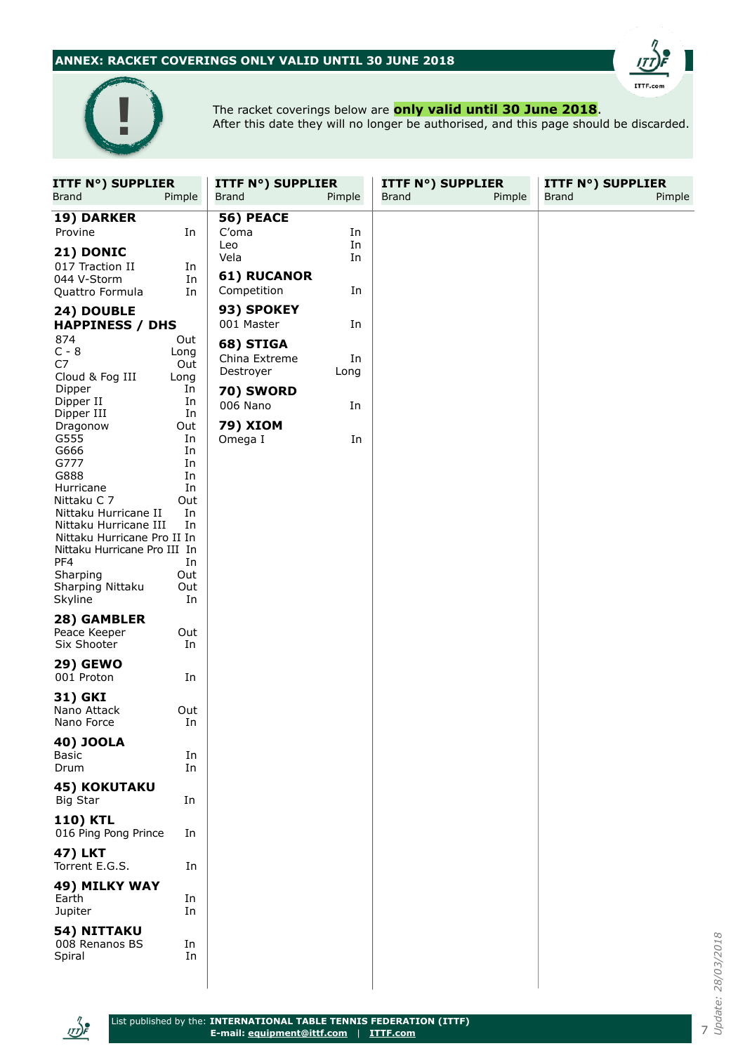## ANNEX: RACKET COVERINGS ONLY VALID UNTIL 30 JUNE 2018

The racket coverings below are **only valid until 30 June 2018**.
After this date they will no longer be authorised, and this page should be discarded.

| ITTF N°) SUPPLIER Brand | Pimple |
|---|---|
| **19) DARKER** | |
| Provine | In |
| **21) DONIC** | |
| 017 Traction II | In |
| 044 V-Storm | In |
| Quattro Formula | In |
| **24) DOUBLE HAPPINESS / DHS** | |
| 874 | Out |
| C - 8 | Long |
| C7 | Out |
| Cloud & Fog III | Long |
| Dipper | In |
| Dipper II | In |
| Dipper III | In |
| Dragonow | Out |
| G555 | In |
| G666 | In |
| G777 | In |
| G888 | In |
| Hurricane | In |
| Nittaku C 7 | Out |
| Nittaku Hurricane II | In |
| Nittaku Hurricane III | In |
| Nittaku Hurricane Pro II | In |
| Nittaku Hurricane Pro III | In |
| PF4 | In |
| Sharping | Out |
| Sharping Nittaku | Out |
| Skyline | In |
| **28) GAMBLER** | |
| Peace Keeper | Out |
| Six Shooter | In |
| **29) GEWO** | |
| 001 Proton | In |
| **31) GKI** | |
| Nano Attack | Out |
| Nano Force | In |
| **40) JOOLA** | |
| Basic | In |
| Drum | In |
| **45) KOKUTAKU** | |
| Big Star | In |
| **110) KTL** | |
| 016 Ping Pong Prince | In |
| **47) LKT** | |
| Torrent E.G.S. | In |
| **49) MILKY WAY** | |
| Earth | In |
| Jupiter | In |
| **54) NITTAKU** | |
| 008 Renanos BS | In |
| Spiral | In |
| **56) PEACE** | |
| C'oma | In |
| Leo | In |
| Vela | In |
| **61) RUCANOR** | |
| Competition | In |
| **93) SPOKEY** | |
| 001 Master | In |
| **68) STIGA** | |
| China Extreme | In |
| Destroyer | Long |
| **70) SWORD** | |
| 006 Nano | In |
| **79) XIOM** | |
| Omega I | In |

List published by the: **INTERNATIONAL TABLE TENNIS FEDERATION (ITTF)**
**E-mail: equipment@ittf.com | ITTF.com**

*Update: 28/03/2018*